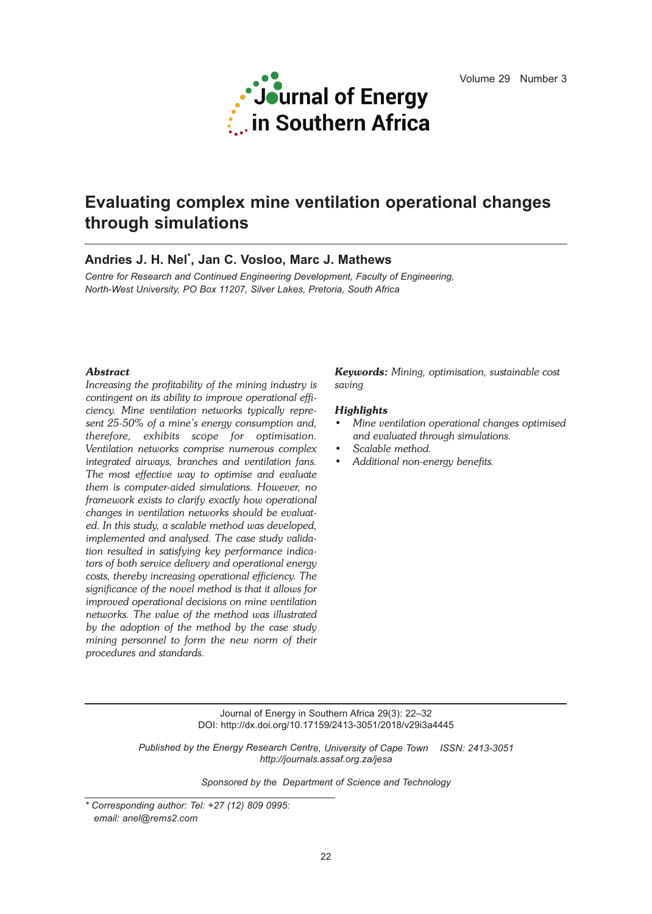# Evaluating complex mine ventilation operational changes through simulations

**Andries J. H. Nel*, Jan C. Vosloo, Marc J. Mathews**

*Centre for Research and Continued Engineering Development, Faculty of Engineering, North-West University, PO Box 11207, Silver Lakes, Pretoria, South Africa*

## Abstract

*Increasing the profitability of the mining industry is contingent on its ability to improve operational efficiency. Mine ventilation networks typically represent 25-50% of a mine's energy consumption and, therefore, exhibits scope for optimisation. Ventilation networks comprise numerous complex integrated airways, branches and ventilation fans. The most effective way to optimise and evaluate them is computer-aided simulations. However, no framework exists to clarify exactly how operational changes in ventilation networks should be evaluated. In this study, a scalable method was developed, implemented and analysed. The case study validation resulted in satisfying key performance indicators of both service delivery and operational energy costs, thereby increasing operational efficiency. The significance of the novel method is that it allows for improved operational decisions on mine ventilation networks. The value of the method was illustrated by the adoption of the method by the case study mining personnel to form the new norm of their procedures and standards.*

***Keywords:*** *Mining, optimisation, sustainable cost saving*

### Highlights

- *Mine ventilation operational changes optimised and evaluated through simulations.*
- *Scalable method.*
- *Additional non-energy benefits.*

Journal of Energy in Southern Africa 29(3): 22–32
DOI: http://dx.doi.org/10.17159/2413-3051/2018/v29i3a4445

*Published by the Energy Research Centre, University of Cape Town ISSN: 2413-3051*
*http://journals.assaf.org.za/jesa*

*Sponsored by the Department of Science and Technology*

\* *Corresponding author: Tel: +27 (12) 809 0995:*
*email: anel@rems2.com*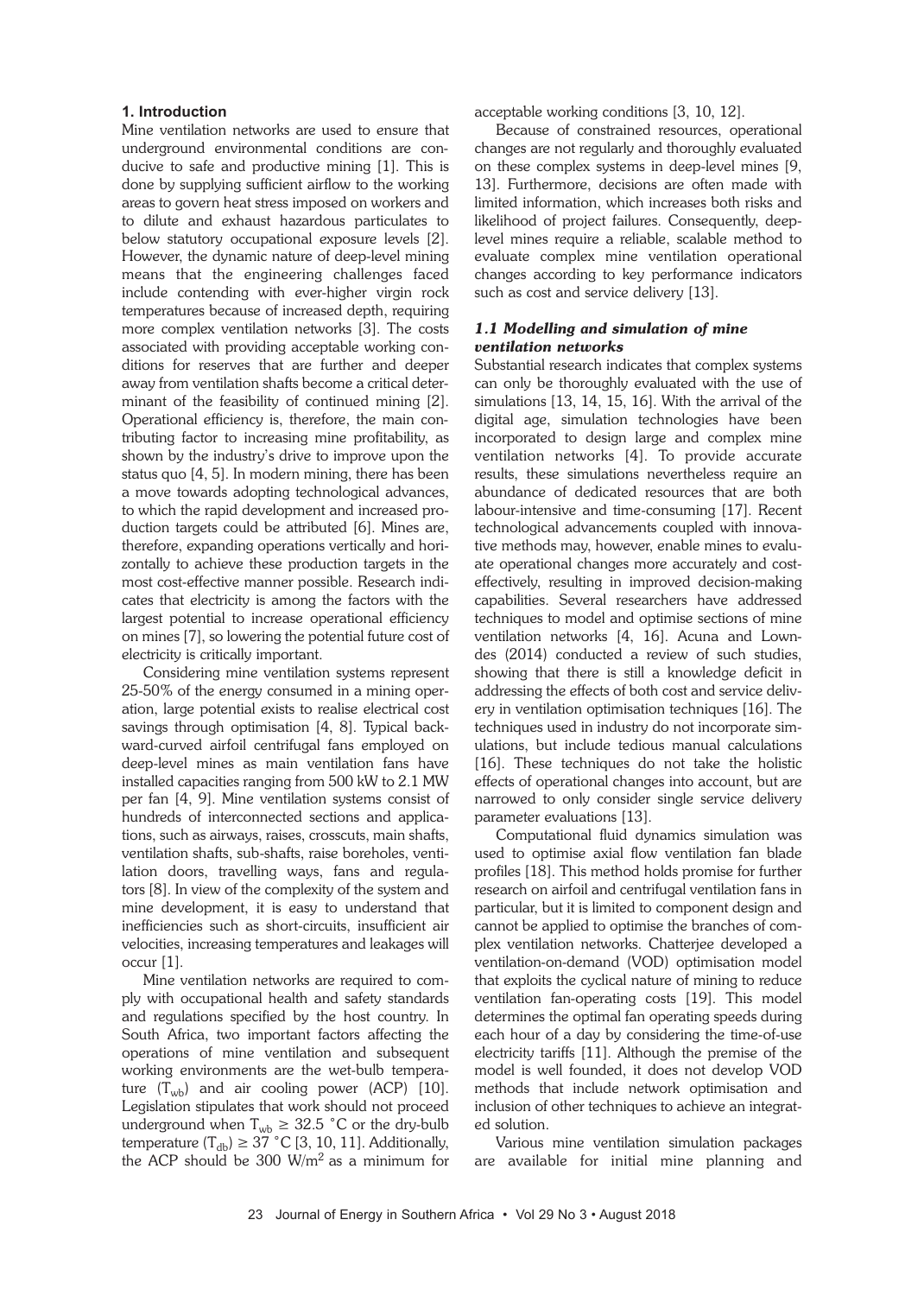## 1. Introduction

Mine ventilation networks are used to ensure that underground environmental conditions are conducive to safe and productive mining [1]. This is done by supplying sufficient airflow to the working areas to govern heat stress imposed on workers and to dilute and exhaust hazardous particulates to below statutory occupational exposure levels [2]. However, the dynamic nature of deep-level mining means that the engineering challenges faced include contending with ever-higher virgin rock temperatures because of increased depth, requiring more complex ventilation networks [3]. The costs associated with providing acceptable working conditions for reserves that are further and deeper away from ventilation shafts become a critical determinant of the feasibility of continued mining [2]. Operational efficiency is, therefore, the main contributing factor to increasing mine profitability, as shown by the industry's drive to improve upon the status quo [4, 5]. In modern mining, there has been a move towards adopting technological advances, to which the rapid development and increased production targets could be attributed [6]. Mines are, therefore, expanding operations vertically and horizontally to achieve these production targets in the most cost-effective manner possible. Research indicates that electricity is among the factors with the largest potential to increase operational efficiency on mines [7], so lowering the potential future cost of electricity is critically important.

Considering mine ventilation systems represent 25-50% of the energy consumed in a mining operation, large potential exists to realise electrical cost savings through optimisation [4, 8]. Typical backward-curved airfoil centrifugal fans employed on deep-level mines as main ventilation fans have installed capacities ranging from 500 kW to 2.1 MW per fan [4, 9]. Mine ventilation systems consist of hundreds of interconnected sections and applications, such as airways, raises, crosscuts, main shafts, ventilation shafts, sub-shafts, raise boreholes, ventilation doors, travelling ways, fans and regulators [8]. In view of the complexity of the system and mine development, it is easy to understand that inefficiencies such as short-circuits, insufficient air velocities, increasing temperatures and leakages will occur [1].

Mine ventilation networks are required to comply with occupational health and safety standards and regulations specified by the host country. In South Africa, two important factors affecting the operations of mine ventilation and subsequent working environments are the wet-bulb temperature ($T_{wb}$) and air cooling power (ACP) [10]. Legislation stipulates that work should not proceed underground when $T_{wb} \geq 32.5$ °C or the dry-bulb temperature ($T_{db}$) $\geq 37$ °C [3, 10, 11]. Additionally, the ACP should be 300 W/m$^2$ as a minimum for acceptable working conditions [3, 10, 12].

Because of constrained resources, operational changes are not regularly and thoroughly evaluated on these complex systems in deep-level mines [9, 13]. Furthermore, decisions are often made with limited information, which increases both risks and likelihood of project failures. Consequently, deep-level mines require a reliable, scalable method to evaluate complex mine ventilation operational changes according to key performance indicators such as cost and service delivery [13].

### *1.1 Modelling and simulation of mine ventilation networks*

Substantial research indicates that complex systems can only be thoroughly evaluated with the use of simulations [13, 14, 15, 16]. With the arrival of the digital age, simulation technologies have been incorporated to design large and complex mine ventilation networks [4]. To provide accurate results, these simulations nevertheless require an abundance of dedicated resources that are both labour-intensive and time-consuming [17]. Recent technological advancements coupled with innovative methods may, however, enable mines to evaluate operational changes more accurately and cost-effectively, resulting in improved decision-making capabilities. Several researchers have addressed techniques to model and optimise sections of mine ventilation networks [4, 16]. Acuna and Lowndes (2014) conducted a review of such studies, showing that there is still a knowledge deficit in addressing the effects of both cost and service delivery in ventilation optimisation techniques [16]. The techniques used in industry do not incorporate simulations, but include tedious manual calculations [16]. These techniques do not take the holistic effects of operational changes into account, but are narrowed to only consider single service delivery parameter evaluations [13].

Computational fluid dynamics simulation was used to optimise axial flow ventilation fan blade profiles [18]. This method holds promise for further research on airfoil and centrifugal ventilation fans in particular, but it is limited to component design and cannot be applied to optimise the branches of complex ventilation networks. Chatterjee developed a ventilation-on-demand (VOD) optimisation model that exploits the cyclical nature of mining to reduce ventilation fan-operating costs [19]. This model determines the optimal fan operating speeds during each hour of a day by considering the time-of-use electricity tariffs [11]. Although the premise of the model is well founded, it does not develop VOD methods that include network optimisation and inclusion of other techniques to achieve an integrated solution.

Various mine ventilation simulation packages are available for initial mine planning and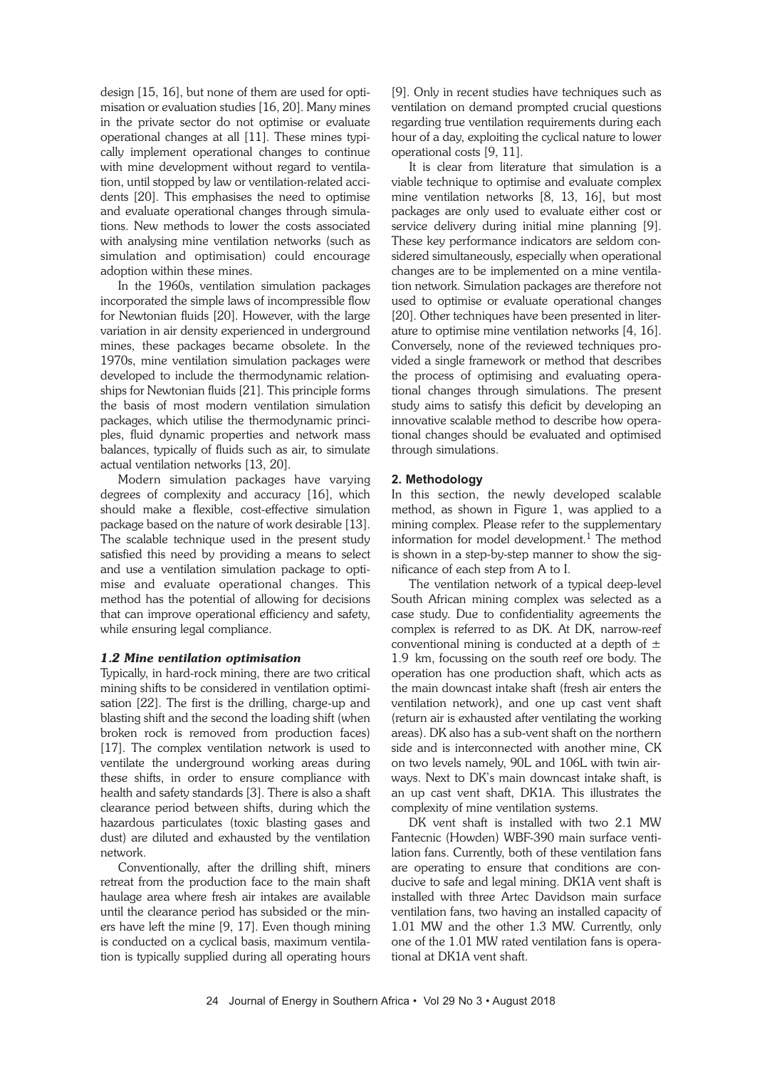design [15, 16], but none of them are used for optimisation or evaluation studies [16, 20]. Many mines in the private sector do not optimise or evaluate operational changes at all [11]. These mines typically implement operational changes to continue with mine development without regard to ventilation, until stopped by law or ventilation-related accidents [20]. This emphasises the need to optimise and evaluate operational changes through simulations. New methods to lower the costs associated with analysing mine ventilation networks (such as simulation and optimisation) could encourage adoption within these mines.

In the 1960s, ventilation simulation packages incorporated the simple laws of incompressible flow for Newtonian fluids [20]. However, with the large variation in air density experienced in underground mines, these packages became obsolete. In the 1970s, mine ventilation simulation packages were developed to include the thermodynamic relationships for Newtonian fluids [21]. This principle forms the basis of most modern ventilation simulation packages, which utilise the thermodynamic principles, fluid dynamic properties and network mass balances, typically of fluids such as air, to simulate actual ventilation networks [13, 20].

Modern simulation packages have varying degrees of complexity and accuracy [16], which should make a flexible, cost-effective simulation package based on the nature of work desirable [13]. The scalable technique used in the present study satisfied this need by providing a means to select and use a ventilation simulation package to optimise and evaluate operational changes. This method has the potential of allowing for decisions that can improve operational efficiency and safety, while ensuring legal compliance.

### *1.2 Mine ventilation optimisation*

Typically, in hard-rock mining, there are two critical mining shifts to be considered in ventilation optimisation [22]. The first is the drilling, charge-up and blasting shift and the second the loading shift (when broken rock is removed from production faces) [17]. The complex ventilation network is used to ventilate the underground working areas during these shifts, in order to ensure compliance with health and safety standards [3]. There is also a shaft clearance period between shifts, during which the hazardous particulates (toxic blasting gases and dust) are diluted and exhausted by the ventilation network.

Conventionally, after the drilling shift, miners retreat from the production face to the main shaft haulage area where fresh air intakes are available until the clearance period has subsided or the miners have left the mine [9, 17]. Even though mining is conducted on a cyclical basis, maximum ventilation is typically supplied during all operating hours [9]. Only in recent studies have techniques such as ventilation on demand prompted crucial questions regarding true ventilation requirements during each hour of a day, exploiting the cyclical nature to lower operational costs [9, 11].

It is clear from literature that simulation is a viable technique to optimise and evaluate complex mine ventilation networks [8, 13, 16], but most packages are only used to evaluate either cost or service delivery during initial mine planning [9]. These key performance indicators are seldom considered simultaneously, especially when operational changes are to be implemented on a mine ventilation network. Simulation packages are therefore not used to optimise or evaluate operational changes [20]. Other techniques have been presented in literature to optimise mine ventilation networks [4, 16]. Conversely, none of the reviewed techniques provided a single framework or method that describes the process of optimising and evaluating operational changes through simulations. The present study aims to satisfy this deficit by developing an innovative scalable method to describe how operational changes should be evaluated and optimised through simulations.

## 2. Methodology

In this section, the newly developed scalable method, as shown in Figure 1, was applied to a mining complex. Please refer to the supplementary information for model development.[1] The method is shown in a step-by-step manner to show the significance of each step from A to I.

The ventilation network of a typical deep-level South African mining complex was selected as a case study. Due to confidentiality agreements the complex is referred to as DK. At DK, narrow-reef conventional mining is conducted at a depth of $\pm$ 1.9 km, focussing on the south reef ore body. The operation has one production shaft, which acts as the main downcast intake shaft (fresh air enters the ventilation network), and one up cast vent shaft (return air is exhausted after ventilating the working areas). DK also has a sub-vent shaft on the northern side and is interconnected with another mine, CK on two levels namely, 90L and 106L with twin airways. Next to DK's main downcast intake shaft, is an up cast vent shaft, DK1A. This illustrates the complexity of mine ventilation systems.

DK vent shaft is installed with two 2.1 MW Fantecnic (Howden) WBF-390 main surface ventilation fans. Currently, both of these ventilation fans are operating to ensure that conditions are conducive to safe and legal mining. DK1A vent shaft is installed with three Artec Davidson main surface ventilation fans, two having an installed capacity of 1.01 MW and the other 1.3 MW. Currently, only one of the 1.01 MW rated ventilation fans is operational at DK1A vent shaft.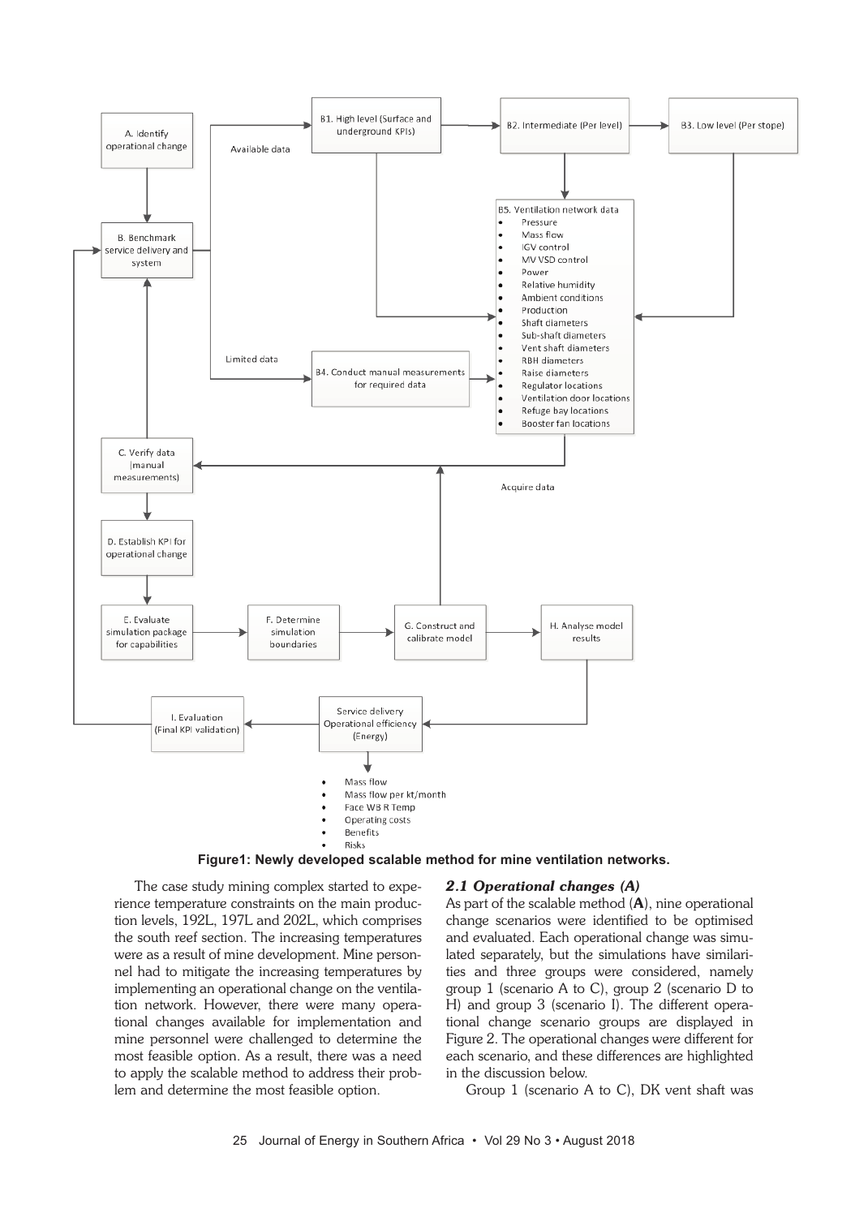A. Identify operational change

B. Benchmark service delivery and system

Available data

Limited data

B1. High level (Surface and underground KPIs)

B2. Intermediate (Per level)

B3. Low level (Per stope)

B4. Conduct manual measurements for required data

B5. Ventilation network data

- Pressure
- Mass flow
- IGV control
- MV VSD control
- Power
- Relative humidity
- Ambient conditions
- Production
- Shaft diameters
- Sub-shaft diameters
- Vent shaft diameters
- RBH diameters
- Raise diameters
- Regulator locations
- Ventilation door locations
- Refuge bay locations
- Booster fan locations

C. Verify data (manual measurements)

Acquire data

D. Establish KPI for operational change

E. Evaluate simulation package for capabilities

F. Determine simulation boundaries

G. Construct and calibrate model

H. Analyse model results

I. Evaluation (Final KPI validation)

Service delivery Operational efficiency (Energy)

- Mass flow
- Mass flow per kt/month
- Face WB R Temp
- Operating costs
- Benefits
- Risks

**Figure1: Newly developed scalable method for mine ventilation networks.**

The case study mining complex started to experience temperature constraints on the main production levels, 192L, 197L and 202L, which comprises the south reef section. The increasing temperatures were as a result of mine development. Mine personnel had to mitigate the increasing temperatures by implementing an operational change on the ventilation network. However, there were many operational changes available for implementation and mine personnel were challenged to determine the most feasible option. As a result, there was a need to apply the scalable method to address their problem and determine the most feasible option.

### *2.1 Operational changes (A)*

As part of the scalable method (**A**), nine operational change scenarios were identified to be optimised and evaluated. Each operational change was simulated separately, but the simulations have similarities and three groups were considered, namely group 1 (scenario A to C), group 2 (scenario D to H) and group 3 (scenario I). The different operational change scenario groups are displayed in Figure 2. The operational changes were different for each scenario, and these differences are highlighted in the discussion below.

Group 1 (scenario A to C), DK vent shaft was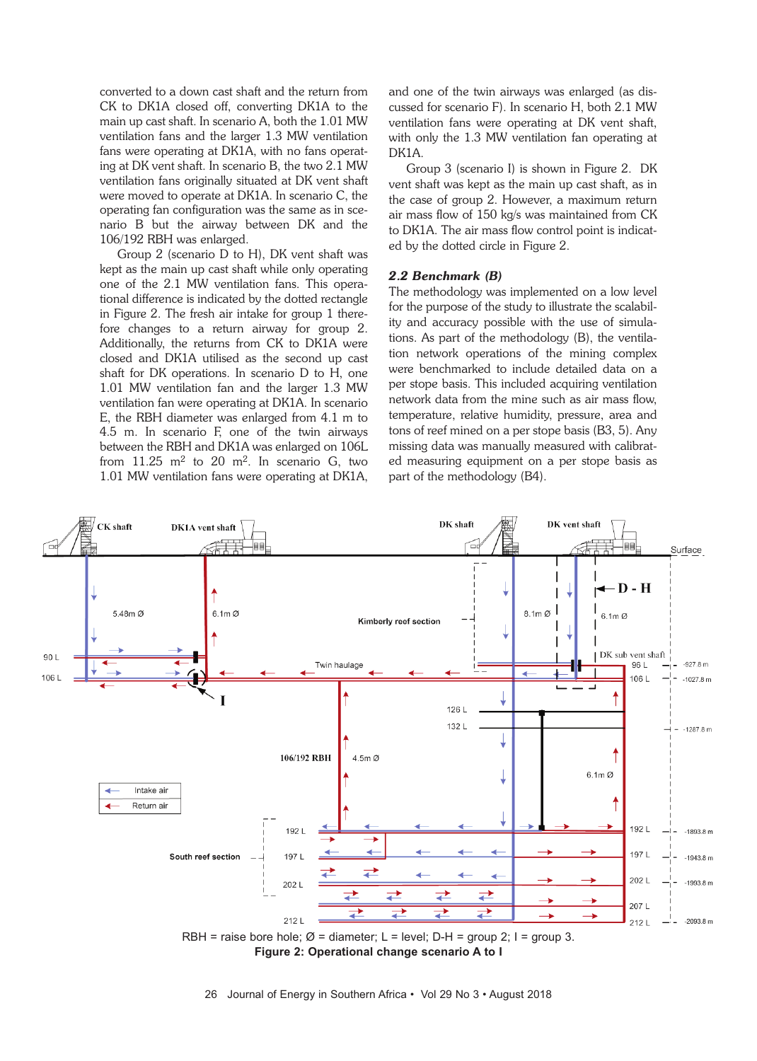converted to a down cast shaft and the return from CK to DK1A closed off, converting DK1A the main up cast shaft. In scenario A, both the 1.01 MW ventilation fans and the larger 1.3 MW ventilation fans were operating at DK1A, with no fans operating at DK vent shaft. In scenario B, the two 2.1 MW ventilation fans originally situated at DK vent shaft were moved to operate at DK1A. In scenario C, the operating fan configuration was the same as in scenario B but the airway between DK and the 106/192 RBH was enlarged.

Group 2 (scenario D to H), DK vent shaft was kept as the main up cast shaft while only operating one of the 2.1 MW ventilation fans. This operational difference is indicated by the dotted rectangle in Figure 2. The fresh air intake for group 1 therefore changes to a return airway for group 2. Additionally, the returns from CK to DK1A were closed and DK1A utilised as the second up cast shaft for DK operations. In scenario D to H, one 1.01 MW ventilation fan and the larger 1.3 MW ventilation fan were operating at DK1A. In scenario E, the RBH diameter was enlarged from 4.1 m to 4.5 m. In scenario F, one of the twin airways between the RBH and DK1A was enlarged on 106L from 11.25 m$^2$ to 20 m$^2$. In scenario G, two 1.01 MW ventilation fans were operating at DK1A, and one of the twin airways was enlarged (as discussed for scenario F). In scenario H, both 2.1 MW ventilation fans were operating at DK vent shaft, with only the 1.3 MW ventilation fan operating at DK1A.

Group 3 (scenario I) is shown in Figure 2. DK vent shaft was kept as the main up cast shaft, as in the case of group 2. However, a maximum return air mass flow of 150 kg/s was maintained from CK to DK1A. The air mass flow control point is indicated by the dotted circle in Figure 2.

### 2.2 Benchmark (B)

The methodology was implemented on a low level for the purpose of the study to illustrate the scalability and accuracy possible with the use of simulations. As part of the methodology (B), the ventilation network operations of the mining complex were benchmarked to include detailed data on a per stope basis. This included acquiring ventilation network data from the mine such as air mass flow, temperature, relative humidity, pressure, area and tons of reef mined on a per stope basis (B3, 5). Any missing data was manually measured with calibrated measuring equipment on a per stope basis as part of the methodology (B4).

RBH = raise bore hole; Ø = diameter; L = level; D-H = group 2; I = group 3.

**Figure 2: Operational change scenario A to I**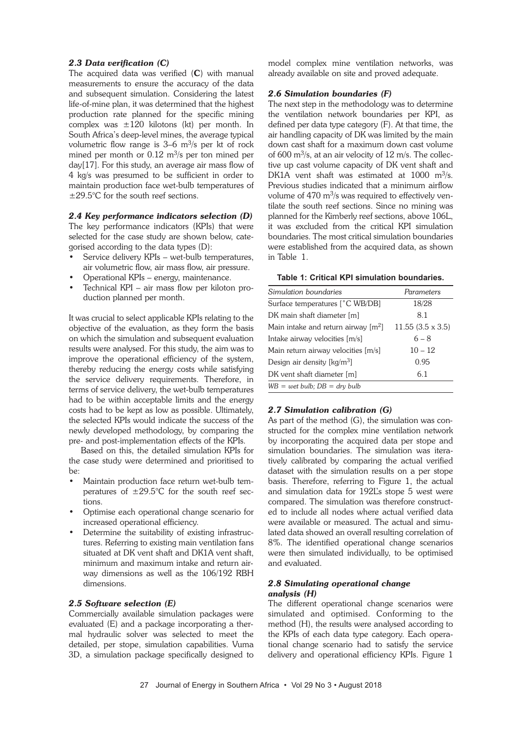### 2.3 Data verification (C)

The acquired data was verified (**C**) with manual measurements to ensure the accuracy of the data and subsequent simulation. Considering the latest life-of-mine plan, it was determined that the highest production rate planned for the specific mining complex was ±120 kilotons (kt) per month. In South Africa's deep-level mines, the average typical volumetric flow range is 3–6 $m^3$/s per kt of rock mined per month or 0.12 $m^3$/s per ton mined per day[17]. For this study, an average air mass flow of 4 kg/s was presumed to be sufficient in order to maintain production face wet-bulb temperatures of ±29.5°C for the south reef sections.

### 2.4 Key performance indicators selection (D)

The key performance indicators (KPIs) that were selected for the case study are shown below, categorised according to the data types (D):

- Service delivery KPIs – wet-bulb temperatures, air volumetric flow, air mass flow, air pressure.
- Operational KPIs – energy, maintenance.
- Technical KPI – air mass flow per kiloton production planned per month.

It was crucial to select applicable KPIs relating to the objective of the evaluation, as they form the basis on which the simulation and subsequent evaluation results were analysed. For this study, the aim was to improve the operational efficiency of the system, thereby reducing the energy costs while satisfying the service delivery requirements. Therefore, in terms of service delivery, the wet-bulb temperatures had to be within acceptable limits and the energy costs had to be kept as low as possible. Ultimately, the selected KPIs would indicate the success of the newly developed methodology, by comparing the pre- and post-implementation effects of the KPIs.

Based on this, the detailed simulation KPIs for the case study were determined and prioritised to be:

- Maintain production face return wet-bulb temperatures of ±29.5°C for the south reef sections.
- Optimise each operational change scenario for increased operational efficiency.
- Determine the suitability of existing infrastructures. Referring to existing main ventilation fans situated at DK vent shaft and DK1A vent shaft, minimum and maximum intake and return airway dimensions as well as the 106/192 RBH dimensions.

### 2.5 Software selection (E)

Commercially available simulation packages were evaluated (E) and a package incorporating a thermal hydraulic solver was selected to meet the detailed, per stope, simulation capabilities. Vuma 3D, a simulation package specifically designed to model complex mine ventilation networks, was already available on site and proved adequate.

### 2.6 Simulation boundaries (F)

The next step in the methodology was to determine the ventilation network boundaries per KPI, as defined per data type category (F). At that time, the air handling capacity of DK was limited by the main down cast shaft for a maximum down cast volume of 600 $m^3$/s, at an air velocity of 12 m/s. The collective up cast volume capacity of DK vent shaft and DK1A vent shaft was estimated at 1000 $m^3$/s. Previous studies indicated that a minimum airflow volume of 470 $m^3$/s was required to effectively ventilate the south reef sections. Since no mining was planned for the Kimberly reef sections, above 106L, it was excluded from the critical KPI simulation boundaries. The most critical simulation boundaries were established from the acquired data, as shown in Table 1.

**Table 1: Critical KPI simulation boundaries.**

| *Simulation boundaries* | *Parameters* |
|---|---|
| Surface temperatures [°C WB/DB] | 18/28 |
| DK main shaft diameter [m] | 8.1 |
| Main intake and return airway [$m^2$] | 11.55 (3.5 x 3.5) |
| Intake airway velocities [m/s] | 6 – 8 |
| Main return airway velocities [m/s] | 10 – 12 |
| Design air density [kg/$m^3$] | 0.95 |
| DK vent shaft diameter [m] | 6.1 |

*WB = wet bulb; DB = dry bulb*

### 2.7 Simulation calibration (G)

As part of the method (G), the simulation was constructed for the complex mine ventilation network by incorporating the acquired data per stope and simulation boundaries. The simulation was iteratively calibrated by comparing the actual verified dataset with the simulation results on a per stope basis. Therefore, referring to Figure 1, the actual and simulation data for 192L's stope 5 west were compared. The simulation was therefore constructed to include all nodes where actual verified data were available or measured. The actual and simulated data showed an overall resulting correlation of 8%. The identified operational change scenarios were then simulated individually, to be optimised and evaluated.

### 2.8 Simulating operational change analysis (H)

The different operational change scenarios were simulated and optimised. Conforming to the method (H), the results were analysed according to the KPIs of each data type category. Each operational change scenario had to satisfy the service delivery and operational efficiency KPIs. Figure 1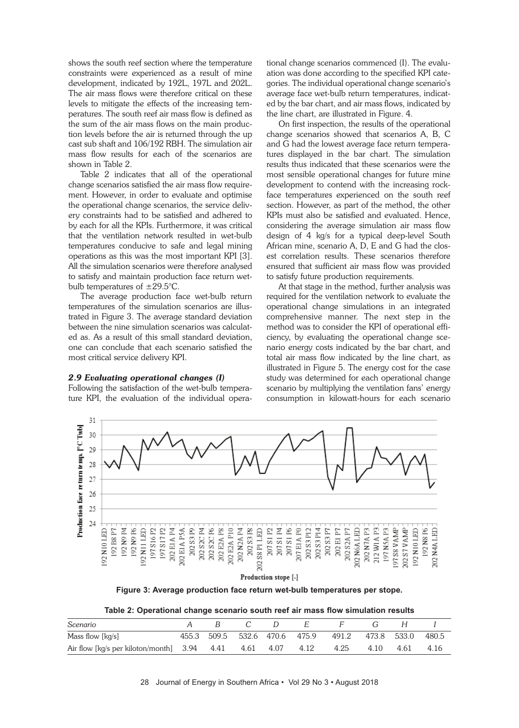shows the south reef section where the temperature constraints were experienced as a result of mine development, indicated by 192L, 197L and 202L. The air mass flows were therefore critical on these levels to mitigate the effects of the increasing temperatures. The south reef air mass flow is defined as the sum of the air mass flows on the main production levels before the air is returned through the up cast sub shaft and 106/192 RBH. The simulation air mass flow results for each of the scenarios are shown in Table 2.

Table 2 indicates that all of the operational change scenarios satisfied the air mass flow requirement. However, in order to evaluate and optimise the operational change scenarios, the service delivery constraints had to be satisfied and adhered to by each for all the KPIs. Furthermore, it was critical that the ventilation network resulted in wet-bulb temperatures conducive to safe and legal mining operations as this was the most important KPI [3]. All the simulation scenarios were therefore analysed to satisfy and maintain production face return wet-bulb temperatures of ±29.5°C.

The average production face wet-bulb return temperatures of the simulation scenarios are illustrated in Figure 3. The average standard deviation between the nine simulation scenarios was calculated as. As a result of this small standard deviation, one can conclude that each scenario satisfied the most critical service delivery KPI.

### *2.9 Evaluating operational changes (I)*

Following the satisfaction of the wet-bulb temperature KPI, the evaluation of the individual operational change scenarios commenced (I). The evaluation was done according to the specified KPI categories. The individual operational change scenario's average face wet-bulb return temperatures, indicated by the bar chart, and air mass flows, indicated by the line chart, are illustrated in Figure. 4.

On first inspection, the results of the operational change scenarios showed that scenarios A, B, C and G had the lowest average face return temperatures displayed in the bar chart. The simulation results thus indicated that these scenarios were the most sensible operational changes for future mine development to contend with the increasing rock-face temperatures experienced on the south reef section. However, as part of the method, the other KPIs must also be satisfied and evaluated. Hence, considering the average simulation air mass flow design of 4 kg/s for a typical deep-level South African mine, scenario A, D, E and G had the closest correlation results. These scenarios therefore ensured that sufficient air mass flow was provided to satisfy future production requirements.

At that stage in the method, further analysis was required for the ventilation network to evaluate the operational change simulations in an integrated comprehensive manner. The next step in the method was to consider the KPI of operational efficiency, by evaluating the operational change scenario energy costs indicated by the bar chart, and total air mass flow indicated by the line chart, as illustrated in Figure 5. The energy cost for the case study was determined for each operational change scenario by multiplying the ventilation fans' energy consumption in kilowatt-hours for each scenario

**Figure 3: Average production face return wet-bulb temperatures per stope.**

**Table 2: Operational change scenario south reef air mass flow simulation results**

| *Scenario* | *A* | *B* | *C* | *D* | *E* | *F* | *G* | *H* | *I* |
|---|---|---|---|---|---|---|---|---|---|
| Mass flow [kg/s] | 455.3 | 509.5 | 532.6 | 470.6 | 475.9 | 491.2 | 473.8 | 533.0 | 480.5 |
| Air flow [kg/s per kiloton/month] | 3.94 | 4.41 | 4.61 | 4.07 | 4.12 | 4.25 | 4.10 | 4.61 | 4.16 |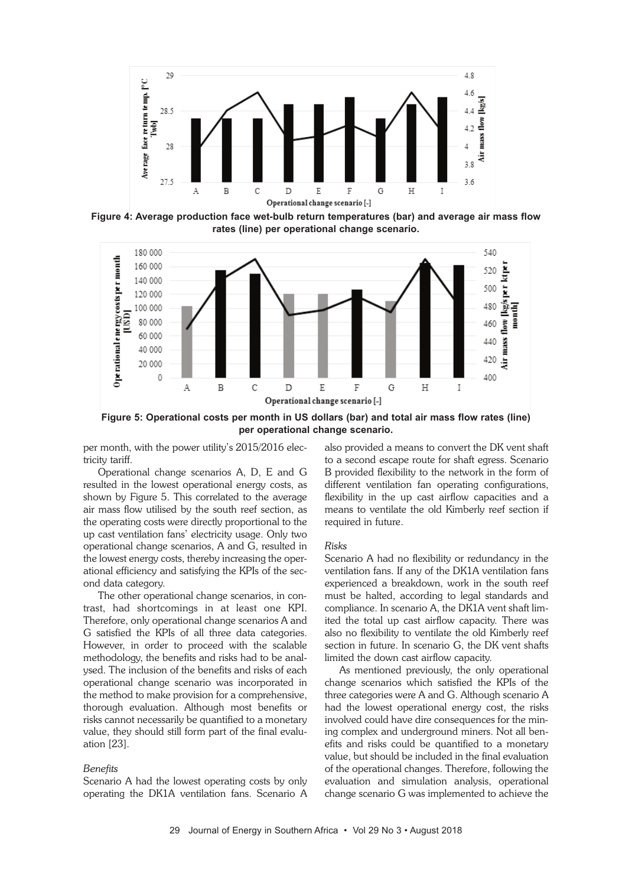Figure 4: Average production face wet-bulb return temperatures (bar) and average air mass flow rates (line) per operational change scenario.

Figure 5: Operational costs per month in US dollars (bar) and total air mass flow rates (line) per operational change scenario.

per month, with the power utility's 2015/2016 electricity tariff.

Operational change scenarios A, D, E and G resulted in the lowest operational energy costs, as shown by Figure 5. This correlated to the average air mass flow utilised by the south reef section, as the operating costs were directly proportional to the up cast ventilation fans' electricity usage. Only two operational change scenarios, A and G, resulted in the lowest energy costs, thereby increasing the operational efficiency and satisfying the KPIs of the second data category.

The other operational change scenarios, in contrast, had shortcomings in at least one KPI. Therefore, only operational change scenarios A and G satisfied the KPIs of all three data categories. However, in order to proceed with the scalable methodology, the benefits and risks had to be analysed. The inclusion of the benefits and risks of each operational change scenario was incorporated in the method to make provision for a comprehensive, thorough evaluation. Although most benefits or risks cannot necessarily be quantified to a monetary value, they should still form part of the final evaluation [23].

*Benefits*

Scenario A had the lowest operating costs by only operating the DK1A ventilation fans. Scenario A also provided a means to convert the DK vent shaft to a second escape route for shaft egress. Scenario B provided flexibility to the network in the form of different ventilation fan operating configurations, flexibility in the up cast airflow capacities and a means to ventilate the old Kimberly reef section if required in future.

*Risks*

Scenario A had no flexibility or redundancy in the ventilation fans. If any of the DK1A ventilation fans experienced a breakdown, work in the south reef must be halted, according to legal standards and compliance. In scenario A, the DK1A vent shaft limited the total up cast airflow capacity. There was also no flexibility to ventilate the old Kimberly reef section in future. In scenario G, the DK vent shafts limited the down cast airflow capacity.

As mentioned previously, the only operational change scenarios which satisfied the KPIs of the three categories were A and G. Although scenario A had the lowest operational energy cost, the risks involved could have dire consequences for the mining complex and underground miners. Not all benefits and risks could be quantified to a monetary value, but should be included in the final evaluation of the operational changes. Therefore, following the evaluation and simulation analysis, operational change scenario G was implemented to achieve the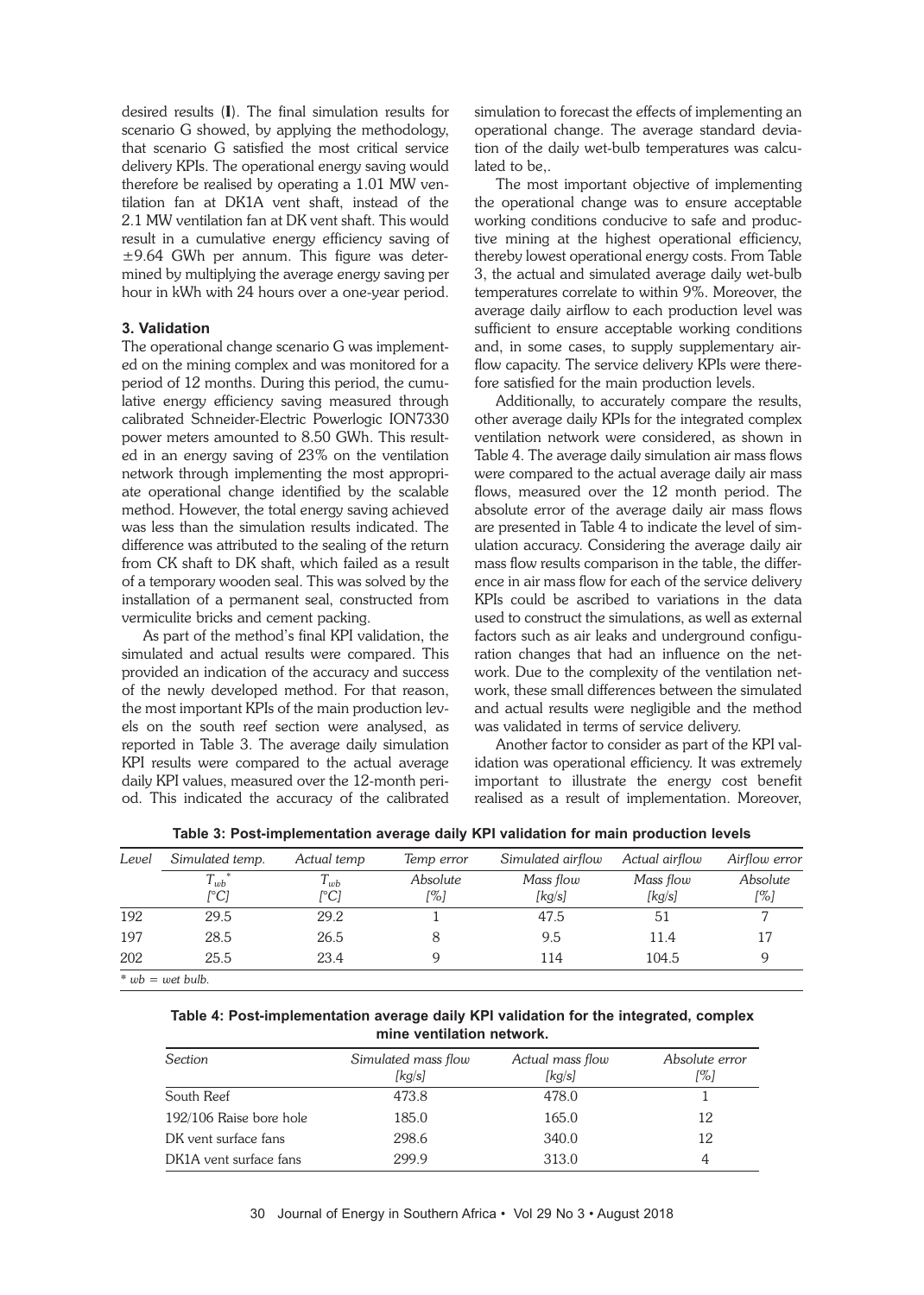desired results (I). The final simulation results for scenario G showed, by applying the methodology, that scenario G satisfied the most critical service delivery KPIs. The operational energy saving would therefore be realised by operating a 1.01 MW ventilation fan at DK1A vent shaft, instead of the 2.1 MW ventilation fan at DK vent shaft. This would result in a cumulative energy efficiency saving of ±9.64 GWh per annum. This figure was determined by multiplying the average energy saving per hour in kWh with 24 hours over a one-year period.

### 3. Validation

The operational change scenario G was implemented on the mining complex and was monitored for a period of 12 months. During this period, the cumulative energy efficiency saving measured through calibrated Schneider-Electric Powerlogic ION7330 power meters amounted to 8.50 GWh. This resulted in an energy saving of 23% on the ventilation network through implementing the most appropriate operational change identified by the scalable method. However, the total energy saving achieved was less than the simulation results indicated. The difference was attributed to the sealing of the return from CK shaft to DK shaft, which failed as a result of a temporary wooden seal. This was solved by the installation of a permanent seal, constructed from vermiculite bricks and cement packing.

As part of the method's final KPI validation, the simulated and actual results were compared. This provided an indication of the accuracy and success of the newly developed method. For that reason, the most important KPIs of the main production levels on the south reef section were analysed, as reported in Table 3. The average daily simulation KPI results were compared to the actual average daily KPI values, measured over the 12-month period. This indicated the accuracy of the calibrated simulation to forecast the effects of implementing an operational change. The average standard deviation of the daily wet-bulb temperatures was calculated to be,.

The most important objective of implementing the operational change was to ensure acceptable working conditions conducive to safe and productive mining at the highest operational efficiency, thereby lowest operational energy costs. From Table 3, the actual and simulated average daily wet-bulb temperatures correlate to within 9%. Moreover, the average daily airflow to each production level was sufficient to ensure acceptable working conditions and, in some cases, to supply supplementary airflow capacity. The service delivery KPIs were therefore satisfied for the main production levels.

Additionally, to accurately compare the results, other average daily KPIs for the integrated complex ventilation network were considered, as shown in Table 4. The average daily simulation air mass flows were compared to the actual average daily air mass flows, measured over the 12 month period. The absolute error of the average daily air mass flows are presented in Table 4 to indicate the level of simulation accuracy. Considering the average daily air mass flow results comparison in the table, the difference in air mass flow for each of the service delivery KPIs could be ascribed to variations in the data used to construct the simulations, as well as external factors such as air leaks and underground configuration changes that had an influence on the network. Due to the complexity of the ventilation network, these small differences between the simulated and actual results were negligible and the method was validated in terms of service delivery.

Another factor to consider as part of the KPI validation was operational efficiency. It was extremely important to illustrate the energy cost benefit realised as a result of implementation. Moreover,

**Table 3: Post-implementation average daily KPI validation for main production levels**

| *Level* | *Simulated temp.* | *Actual temp* | *Temp error* | *Simulated airflow* | *Actual airflow* | *Airflow error* |
|---|---|---|---|---|---|---|
| | $T_{wb}^{*}$ [°C] | $T_{wb}$ [°C] | *Absolute* [%] | *Mass flow* [kg/s] | *Mass flow* [kg/s] | *Absolute* [%] |
| 192 | 29.5 | 29.2 | 1 | 47.5 | 51 | 7 |
| 197 | 28.5 | 26.5 | 8 | 9.5 | 11.4 | 17 |
| 202 | 25.5 | 23.4 | 9 | 114 | 104.5 | 9 |

*\* wb = wet bulb.*

**Table 4: Post-implementation average daily KPI validation for the integrated, complex mine ventilation network.**

| *Section* | *Simulated mass flow* [kg/s] | *Actual mass flow* [kg/s] | *Absolute error* [%] |
|---|---|---|---|
| South Reef | 473.8 | 478.0 | 1 |
| 192/106 Raise bore hole | 185.0 | 165.0 | 12 |
| DK vent surface fans | 298.6 | 340.0 | 12 |
| DK1A vent surface fans | 299.9 | 313.0 | 4 |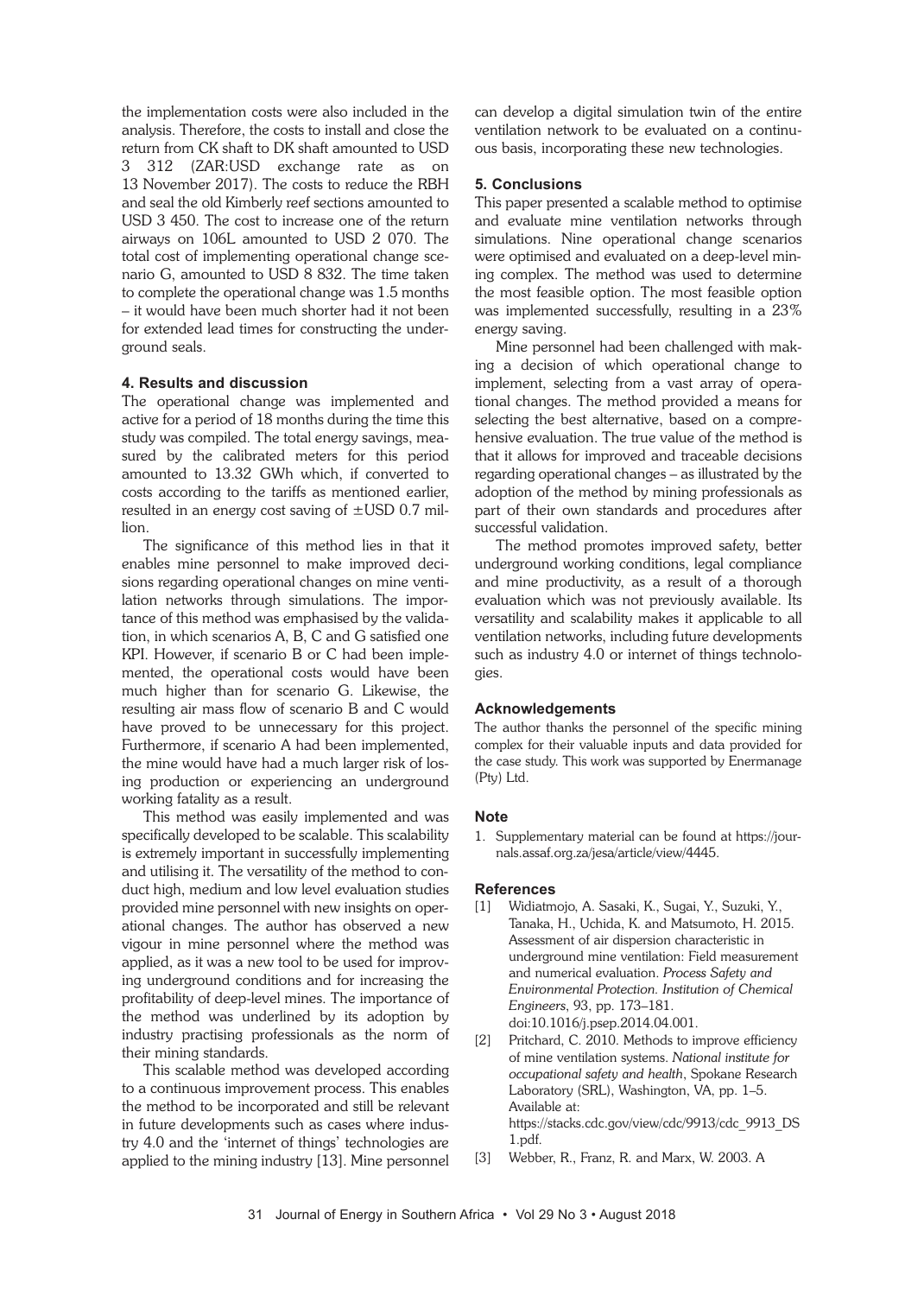the implementation costs were also included in the analysis. Therefore, the costs to install and close the return from CK shaft to DK shaft amounted to USD 3 312 (ZAR:USD exchange rate as on 13 November 2017). The costs to reduce the RBH and seal the old Kimberly reef sections amounted to USD 3 450. The cost to increase one of the return airways on 106L amounted to USD 2 070. The total cost of implementing operational change scenario G, amounted to USD 8 832. The time taken to complete the operational change was 1.5 months – it would have been much shorter had it not been for extended lead times for constructing the underground seals.

## 4. Results and discussion

The operational change was implemented and active for a period of 18 months during the time this study was compiled. The total energy savings, measured by the calibrated meters for this period amounted to 13.32 GWh which, if converted to costs according to the tariffs as mentioned earlier, resulted in an energy cost saving of ±USD 0.7 million.

The significance of this method lies in that it enables mine personnel to make improved decisions regarding operational changes on mine ventilation networks through simulations. The importance of this method was emphasised by the validation, in which scenarios A, B, C and G satisfied one KPI. However, if scenario B or C had been implemented, the operational costs would have been much higher than for scenario G. Likewise, the resulting air mass flow of scenario B and C would have proved to be unnecessary for this project. Furthermore, if scenario A had been implemented, the mine would have had a much larger risk of losing production or experiencing an underground working fatality as a result.

This method was easily implemented and was specifically developed to be scalable. This scalability is extremely important in successfully implementing and utilising it. The versatility of the method to conduct high, medium and low level evaluation studies provided mine personnel with new insights on operational changes. The author has observed a new vigour in mine personnel where the method was applied, as it was a new tool to be used for improving underground conditions and for increasing the profitability of deep-level mines. The importance of the method was underlined by its adoption by industry practising professionals as the norm of their mining standards.

This scalable method was developed according to a continuous improvement process. This enables the method to be incorporated and still be relevant in future developments such as cases where industry 4.0 and the 'internet of things' technologies are applied to the mining industry [13]. Mine personnel can develop a digital simulation twin of the entire ventilation network to be evaluated on a continuous basis, incorporating these new technologies.

## 5. Conclusions

This paper presented a scalable method to optimise and evaluate mine ventilation networks through simulations. Nine operational change scenarios were optimised and evaluated on a deep-level mining complex. The method was used to determine the most feasible option. The most feasible option was implemented successfully, resulting in a 23% energy saving.

Mine personnel had been challenged with making a decision of which operational change to implement, selecting from a vast array of operational changes. The method provided a means for selecting the best alternative, based on a comprehensive evaluation. The true value of the method is that it allows for improved and traceable decisions regarding operational changes – as illustrated by the adoption of the method by mining professionals as part of their own standards and procedures after successful validation.

The method promotes improved safety, better underground working conditions, legal compliance and mine productivity, as a result of a thorough evaluation which was not previously available. Its versatility and scalability makes it applicable to all ventilation networks, including future developments such as industry 4.0 or internet of things technologies.

## Acknowledgements

The author thanks the personnel of the specific mining complex for their valuable inputs and data provided for the case study. This work was supported by Enermanage (Pty) Ltd.

## Note

1. Supplementary material can be found at https://journals.assaf.org.za/jesa/article/view/4445.

## References

[1] Widiatmojo, A. Sasaki, K., Sugai, Y., Suzuki, Y., Tanaka, H., Uchida, K. and Matsumoto, H. 2015. Assessment of air dispersion characteristic in underground mine ventilation: Field measurement and numerical evaluation. *Process Safety and Environmental Protection. Institution of Chemical Engineers*, 93, pp. 173–181. doi:10.1016/j.psep.2014.04.001.

[2] Pritchard, C. 2010. Methods to improve efficiency of mine ventilation systems. *National institute for occupational safety and health*, Spokane Research Laboratory (SRL), Washington, VA, pp. 1–5. Available at: https://stacks.cdc.gov/view/cdc/9913/cdc_9913_DS1.pdf.

[3] Webber, R., Franz, R. and Marx, W. 2003. A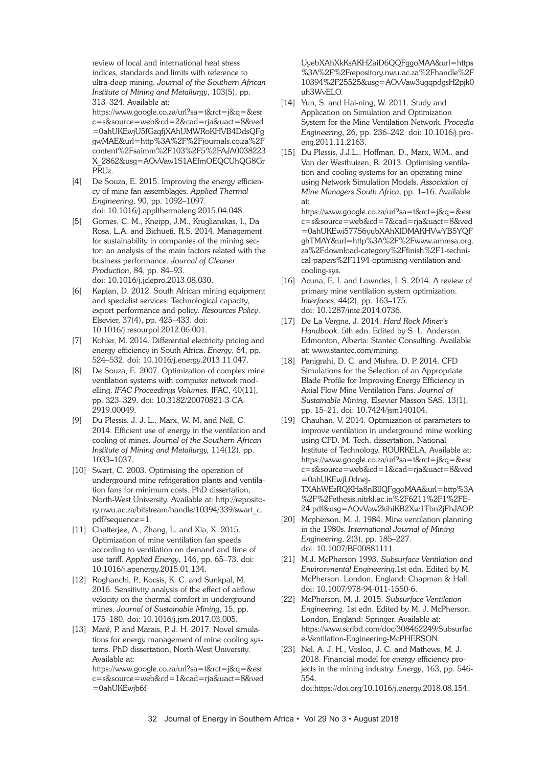review of local and international heat stress indices, standards and limits with reference to ultra-deep mining. *Journal of the Southern African Institute of Mining and Metallurgy*, 103(5), pp. 313–324. Available at: https://www.google.co.za/url?sa=t&rct=j&q=&esrc=s&source=web&cd=2&cad=rja&uact=8&ved=0ahUKEwjU5fGzqfjXAhUMWRoKHVB4DdsQFggwMAE&url=http%3A%2F%2Fjournals.co.za%2Fcontent%2Fsaimm%2F103%2F5%2FAJA0038223X_2862&usg=AOvVaw1S1AEfmOEQCUhQG8GrPRUz.

[4] De Souza, E. 2015. Improving the energy efficiency of mine fan assemblages. *Applied Thermal Engineering*, 90, pp. 1092–1097. doi: 10.1016/j.applthermaleng.2015.04.048.

[5] Gomes, C. M., Kneipp, J.M., Kruglianskas, I., Da Rosa, L.A. and Bichueti, R.S. 2014. Management for sustainability in companies of the mining sector: an analysis of the main factors related with the business performance. *Journal of Cleaner Production*, 84, pp. 84–93. doi: 10.1016/j.jclepro.2013.08.030.

[6] Kaplan, D. 2012. South African mining equipment and specialist services: Technological capacity, export performance and policy. *Resources Policy*. Elsevier, 37(4), pp. 425–433. doi: 10.1016/j.resourpol.2012.06.001.

[7] Kohler, M. 2014. Differential electricity pricing and energy efficiency in South Africa. *Energy*, 64, pp. 524–532. doi: 10.1016/j.energy.2013.11.047.

[8] De Souza, E. 2007. Optimization of complex mine ventilation systems with computer network modelling. *IFAC Proceedings Volumes*. IFAC, 40(11), pp. 323–329. doi: 10.3182/20070821-3-CA-2919.00049.

[9] Du Plessis, J. J. L., Marx, W. M. and Nell, C. 2014. Efficient use of energy in the ventilation and cooling of mines. *Journal of the Southern African Institute of Mining and Metallurgy,* 114(12), pp. 1033–1037.

[10] Swart, C. 2003. Optimising the operation of underground mine refrigeration plants and ventilation fans for minimum costs. PhD dissertation, North-West University. Available at: http://repository.nwu.ac.za/bitstream/handle/10394/339/swart_c.pdf?sequence=1.

[11] Chatterjee, A., Zhang, L. and Xia, X. 2015. Optimization of mine ventilation fan speeds according to ventilation on demand and time of use tariff. *Applied Energy*, 146, pp. 65–73. doi: 10.1016/j.apenergy.2015.01.134.

[12] Roghanchi, P., Kocsis, K. C. and Sunkpal, M. 2016. Sensitivity analysis of the effect of airflow velocity on the thermal comfort in underground mines. *Journal of Sustainable Mining*, 15, pp. 175–180. doi: 10.1016/j.jsm.2017.03.005.

[13] Maré, P. and Marais, P. J. H. 2017. Novel simulations for energy management of mine cooling systems. PhD dissertation, North-West University. Available at: https://www.google.co.za/url?sa=t&rct=j&q=&esrc=s&source=web&cd=1&cad=rja&uact=8&ved=0ahUKEwjb6f-UyebXAhXkKsAKHZaiD6QQFggoMAA&url=https%3A%2F%2Frepository.nwu.ac.za%2Fhandle%2F10394%2F25525&usg=AOvVaw3ugqpdgsH2pjk0uh3WvELO.

[14] Yun, S. and Hai-ning, W. 2011. Study and Application on Simulation and Optimization System for the Mine Ventilation Network. *Procedia Engineering*, 26, pp. 236–242. doi: 10.1016/j.proeng.2011.11.2163.

[15] Du Plessis, J.J.L., Hoffman, D., Marx, W.M., and Van der Westhuizen, R. 2013. Optimising ventilation and cooling systems for an operating mine using Network Simulation Models. *Association of Mine Managers South Africa*, pp. 1–16. Available at: https://www.google.co.za/url?sa=t&rct=j&q=&esrc=s&source=web&cd=7&cad=rja&uact=8&ved=0ahUKEwi577S6yubXAhXIDMAKHVwYB5YQFghTMAY&url=http%3A%2F%2Fwww.ammsa.org.za%2Fdownload-category%2Ffinish%2F1-technical-papers%2F1194-optimising-ventilation-and-cooling-sys.

[16] Acuna, E. I. and Lowndes, I. S. 2014. A review of primary mine ventilation system optimization. *Interfaces*, 44(2), pp. 163–175. doi: 10.1287/inte.2014.0736.

[17] De La Vergne, J. 2014. *Hard Rock Miner's Handbook*. 5th edn. Edited by S. L. Anderson. Edmonton, Alberta: Stantec Consulting. Available at: www.stantec.com/mining.

[18] Panigrahi, D. C. and Mishra, D. P. 2014. CFD Simulations for the Selection of an Appropriate Blade Profile for Improving Energy Efficiency in Axial Flow Mine Ventilation Fans. *Journal of Sustainable Mining*. Elsevier Masson SAS, 13(1), pp. 15–21. doi: 10.7424/jsm140104.

[19] Chauhan, V. 2014. Optimization of parameters to improve ventilation in underground mine working using CFD. M. Tech. dissertation, National Institute of Technology, ROURKELA. Available at: https://www.google.co.za/url?sa=t&rct=j&q=&esrc=s&source=web&cd=1&cad=rja&uact=8&ved=0ahUKEwjL0dnej-TXAhWEzRQKHa8nBlIQFggoMAA&url=http%3A%2F%2Fethesis.nitrkl.ac.in%2F6211%2F1%2FE-24.pdf&usg=AOvVaw2kihiKB2Xw1Tbn2jFhJAOP.

[20] Mcpherson, M. J. 1984. Mine ventilation planning in the 1980s. *International Journal of Mining Engineering*, 2(3), pp. 185–227. doi: 10.1007/BF00881111.

[21] M.J. McPherson 1993. *Subsurface Ventilation and Environmental Engineering*.1st edn. Edited by M. McPherson. London, England: Chapman & Hall. doi: 10.1007/978-94-011-1550-6.

[22] McPherson, M. J. 2015. *Subsurface Ventilation Engineering*. 1st edn. Edited by M. J. McPherson. London, England: Springer. Available at: https://www.scribd.com/doc/308462249/Subsurface-Ventilation-Engineering-McPHERSON.

[23] Nel, A. J. H., Vosloo, J. C. and Mathews, M. J. 2018. Financial model for energy efficiency projects in the mining industry. *Energy*, 163, pp. 546-554. doi:https://doi.org/10.1016/j.energy.2018.08.154.